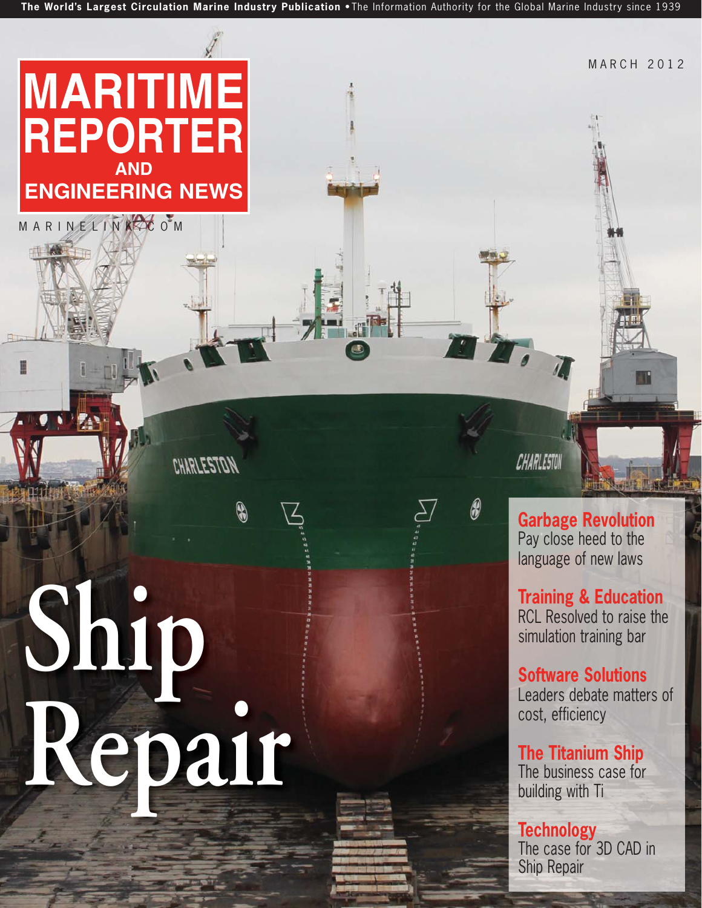**The World's Largest Circulation Marine Industry Publication** • The Information Authority for the Global Marine Industry since 1939

# MARITIME REPORTER AND ENGINEERING NEWS

MARINELINK.COM

MARCH 2012

# Ship Repair

**Garbage Revolution**
Pay close heed to the language of new laws

**Training & Education**
RCL Resolved to raise the simulation training bar

**Software Solutions**
Leaders debate matters of cost, efficiency

**The Titanium Ship**
The business case for building with Ti

**Technology**
The case for 3D CAD in Ship Repair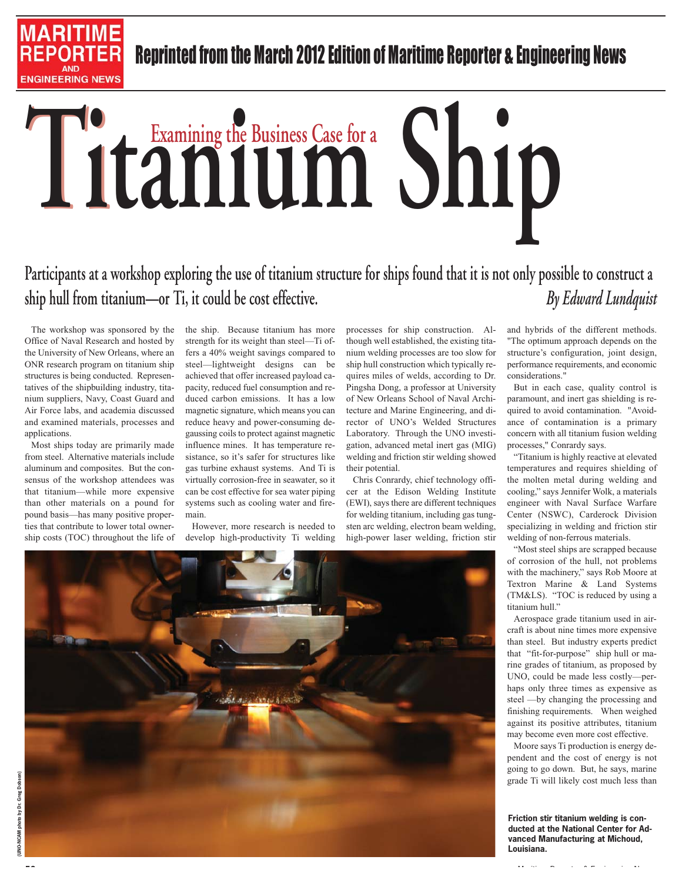Reprinted from the March 2012 Edition of Maritime Reporter & Engineering News

# Examining the Business Case for a Titanium Ship

## Participants at a workshop exploring the use of titanium structure for ships found that it is not only possible to construct a ship hull from titanium—or Ti, it could be cost effective.

*By Edward Lundquist*

The workshop was sponsored by the Office of Naval Research and hosted by the University of New Orleans, where an ONR research program on titanium ship structures is being conducted. Representatives of the shipbuilding industry, titanium suppliers, Navy, Coast Guard and Air Force labs, and academia discussed and examined materials, processes and applications.

Most ships today are primarily made from steel. Alternative materials include aluminum and composites. But the consensus of the workshop attendees was that titanium—while more expensive than other materials on a pound for pound basis—has many positive properties that contribute to lower total ownership costs (TOC) throughout the life of the ship. Because titanium has more strength for its weight than steel—Ti offers a 40% weight savings compared to steel—lightweight designs can be achieved that offer increased payload capacity, reduced fuel consumption and reduced carbon emissions. It has a low magnetic signature, which means you can reduce heavy and power-consuming degaussing coils to protect against magnetic influence mines. It has temperature resistance, so it's safer for structures like gas turbine exhaust systems. And Ti is virtually corrosion-free in seawater, so it can be cost effective for sea water piping systems such as cooling water and firemain.

However, more research is needed to develop high-productivity Ti welding processes for ship construction. Although well established, the existing titanium welding processes are too slow for ship hull construction which typically requires miles of welds, according to Dr. Pingsha Dong, a professor at University of New Orleans School of Naval Architecture and Marine Engineering, and director of UNO's Welded Structures Laboratory. Through the UNO investigation, advanced metal inert gas (MIG) welding and friction stir welding showed their potential.

Chris Conrardy, chief technology officer at the Edison Welding Institute (EWI), says there are different techniques for welding titanium, including gas tungsten arc welding, electron beam welding, high-power laser welding, friction stir and hybrids of the different methods. "The optimum approach depends on the structure's configuration, joint design, performance requirements, and economic considerations."

But in each case, quality control is paramount, and inert gas shielding is required to avoid contamination. "Avoidance of contamination is a primary concern with all titanium fusion welding processes," Conrardy says.

"Titanium is highly reactive at elevated temperatures and requires shielding of the molten metal during welding and cooling," says Jennifer Wolk, a materials engineer with Naval Surface Warfare Center (NSWC), Carderock Division specializing in welding and friction stir welding of non-ferrous materials.

"Most steel ships are scrapped because of corrosion of the hull, not problems with the machinery," says Rob Moore at Textron Marine & Land Systems (TM&LS). "TOC is reduced by using a titanium hull."

Aerospace grade titanium used in aircraft is about nine times more expensive than steel. But industry experts predict that "fit-for-purpose" ship hull or marine grades of titanium, as proposed by UNO, could be made less costly—perhaps only three times as expensive as steel —by changing the processing and finishing requirements. When weighed against its positive attributes, titanium may become even more cost effective.

Moore says Ti production is energy dependent and the cost of energy is not going to go down. But, he says, marine grade Ti will likely cost much less than

(UNO-NCAM photo by Dr. Greg Dobson)

**Friction stir titanium welding is conducted at the National Center for Advanced Manufacturing at Michoud, Louisiana.**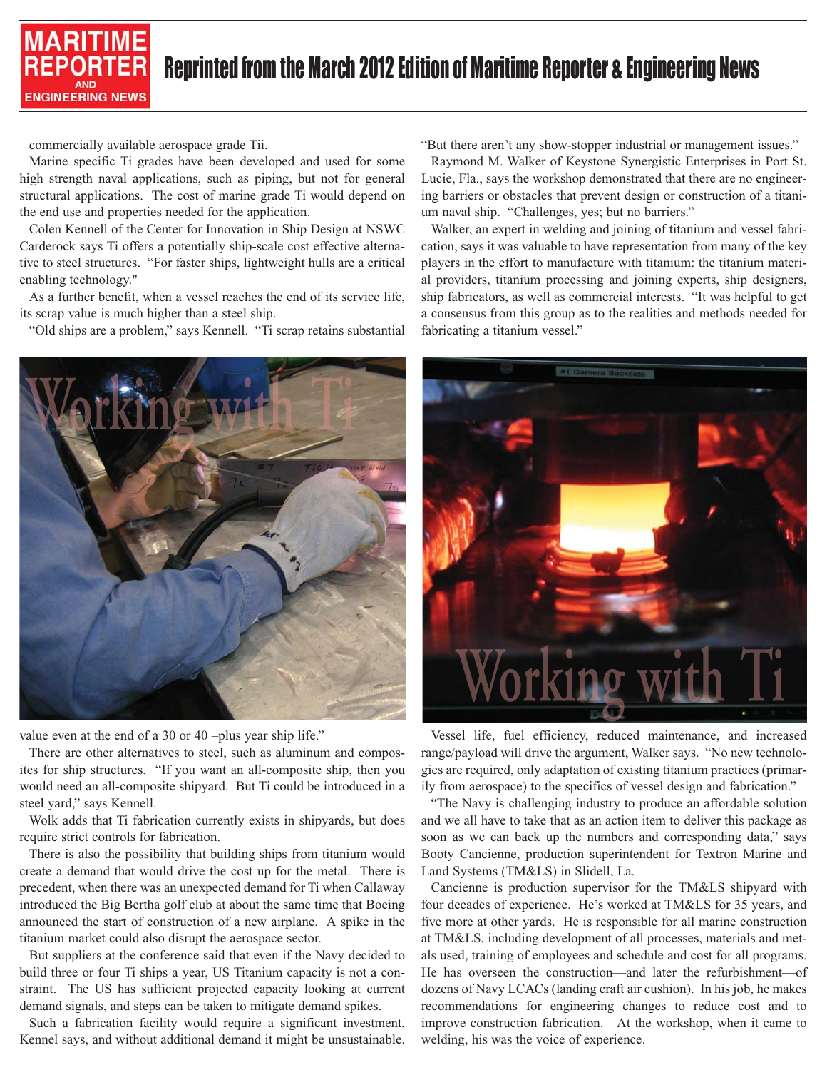commercially available aerospace grade Tii.

Marine specific Ti grades have been developed and used for some high strength naval applications, such as piping, but not for general structural applications. The cost of marine grade Ti would depend on the end use and properties needed for the application.

Colen Kennell of the Center for Innovation in Ship Design at NSWC Carderock says Ti offers a potentially ship-scale cost effective alternative to steel structures. "For faster ships, lightweight hulls are a critical enabling technology."

As a further benefit, when a vessel reaches the end of its service life, its scrap value is much higher than a steel ship.

"Old ships are a problem," says Kennell. "Ti scrap retains substantial value even at the end of a 30 or 40 –plus year ship life."

There are other alternatives to steel, such as aluminum and composites for ship structures. "If you want an all-composite ship, then you would need an all-composite shipyard. But Ti could be introduced in a steel yard," says Kennell.

Wolk adds that Ti fabrication currently exists in shipyards, but does require strict controls for fabrication.

There is also the possibility that building ships from titanium would create a demand that would drive the cost up for the metal. There is precedent, when there was an unexpected demand for Ti when Callaway introduced the Big Bertha golf club at about the same time that Boeing announced the start of construction of a new airplane. A spike in the titanium market could also disrupt the aerospace sector.

But suppliers at the conference said that even if the Navy decided to build three or four Ti ships a year, US Titanium capacity is not a constraint. The US has sufficient projected capacity looking at current demand signals, and steps can be taken to mitigate demand spikes.

Such a fabrication facility would require a significant investment, Kennel says, and without additional demand it might be unsustainable. "But there aren't any show-stopper industrial or management issues."

Raymond M. Walker of Keystone Synergistic Enterprises in Port St. Lucie, Fla., says the workshop demonstrated that there are no engineering barriers or obstacles that prevent design or construction of a titanium naval ship. "Challenges, yes; but no barriers."

Walker, an expert in welding and joining of titanium and vessel fabrication, says it was valuable to have representation from many of the key players in the effort to manufacture with titanium: the titanium material providers, titanium processing and joining experts, ship designers, ship fabricators, as well as commercial interests. "It was helpful to get a consensus from this group as to the realities and methods needed for fabricating a titanium vessel."

Working with Ti

Working with Ti

Vessel life, fuel efficiency, reduced maintenance, and increased range/payload will drive the argument, Walker says. "No new technologies are required, only adaptation of existing titanium practices (primarily from aerospace) to the specifics of vessel design and fabrication."

"The Navy is challenging industry to produce an affordable solution and we all have to take that as an action item to deliver this package as soon as we can back up the numbers and corresponding data," says Booty Cancienne, production superintendent for Textron Marine and Land Systems (TM&LS) in Slidell, La.

Cancienne is production supervisor for the TM&LS shipyard with four decades of experience. He's worked at TM&LS for 35 years, and five more at other yards. He is responsible for all marine construction at TM&LS, including development of all processes, materials and metals used, training of employees and schedule and cost for all programs. He has overseen the construction—and later the refurbishment—of dozens of Navy LCACs (landing craft air cushion). In his job, he makes recommendations for engineering changes to reduce cost and to improve construction fabrication. At the workshop, when it came to welding, his was the voice of experience.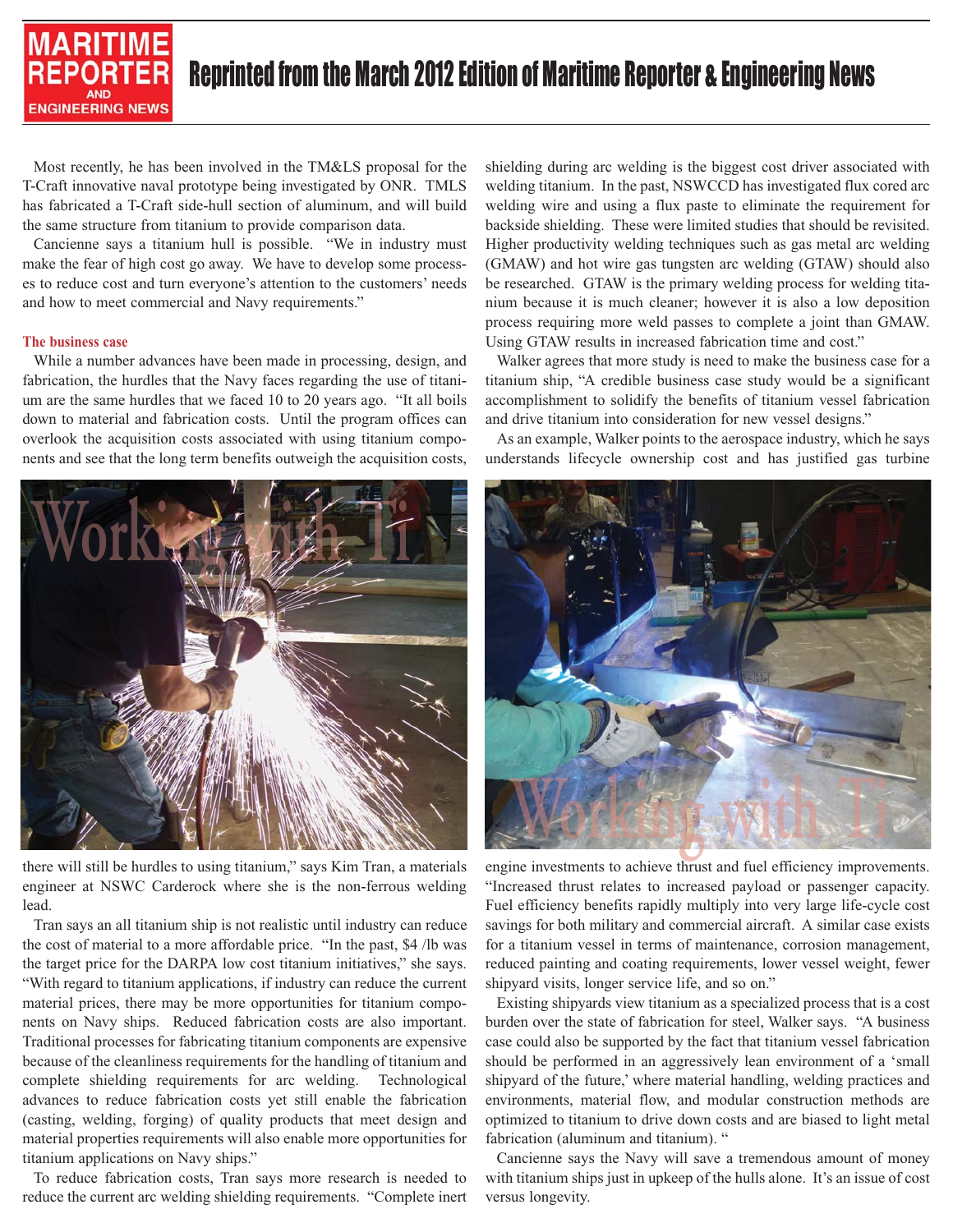Most recently, he has been involved in the TM&LS proposal for the T-Craft innovative naval prototype being investigated by ONR. TMLS has fabricated a T-Craft side-hull section of aluminum, and will build the same structure from titanium to provide comparison data.

Cancienne says a titanium hull is possible. "We in industry must make the fear of high cost go away. We have to develop some processes to reduce cost and turn everyone's attention to the customers' needs and how to meet commercial and Navy requirements."

#### The business case

While a number advances have been made in processing, design, and fabrication, the hurdles that the Navy faces regarding the use of titanium are the same hurdles that we faced 10 to 20 years ago. "It all boils down to material and fabrication costs. Until the program offices can overlook the acquisition costs associated with using titanium components and see that the long term benefits outweigh the acquisition costs, there will still be hurdles to using titanium," says Kim Tran, a materials engineer at NSWC Carderock where she is the non-ferrous welding lead.

Tran says an all titanium ship is not realistic until industry can reduce the cost of material to a more affordable price. "In the past, $4 /lb was the target price for the DARPA low cost titanium initiatives," she says. "With regard to titanium applications, if industry can reduce the current material prices, there may be more opportunities for titanium components on Navy ships. Reduced fabrication costs are also important. Traditional processes for fabricating titanium components are expensive because of the cleanliness requirements for the handling of titanium and complete shielding requirements for arc welding. Technological advances to reduce fabrication costs yet still enable the fabrication (casting, welding, forging) of quality products that meet design and material properties requirements will also enable more opportunities for titanium applications on Navy ships."

To reduce fabrication costs, Tran says more research is needed to reduce the current arc welding shielding requirements. "Complete inert shielding during arc welding is the biggest cost driver associated with welding titanium. In the past, NSWCCD has investigated flux cored arc welding wire and using a flux paste to eliminate the requirement for backside shielding. These were limited studies that should be revisited. Higher productivity welding techniques such as gas metal arc welding (GMAW) and hot wire gas tungsten arc welding (GTAW) should also be researched. GTAW is the primary welding process for welding titanium because it is much cleaner; however it is also a low deposition process requiring more weld passes to complete a joint than GMAW. Using GTAW results in increased fabrication time and cost."

Walker agrees that more study is need to make the business case for a titanium ship, "A credible business case study would be a significant accomplishment to solidify the benefits of titanium vessel fabrication and drive titanium into consideration for new vessel designs."

As an example, Walker points to the aerospace industry, which he says understands lifecycle ownership cost and has justified gas turbine engine investments to achieve thrust and fuel efficiency improvements. "Increased thrust relates to increased payload or passenger capacity. Fuel efficiency benefits rapidly multiply into very large life-cycle cost savings for both military and commercial aircraft. A similar case exists for a titanium vessel in terms of maintenance, corrosion management, reduced painting and coating requirements, lower vessel weight, fewer shipyard visits, longer service life, and so on."

Existing shipyards view titanium as a specialized process that is a cost burden over the state of fabrication for steel, Walker says. "A business case could also be supported by the fact that titanium vessel fabrication should be performed in an aggressively lean environment of a 'small shipyard of the future,' where material handling, welding practices and environments, material flow, and modular construction methods are optimized to titanium to drive down costs and are biased to light metal fabrication (aluminum and titanium). "

Cancienne says the Navy will save a tremendous amount of money with titanium ships just in upkeep of the hulls alone. It's an issue of cost versus longevity.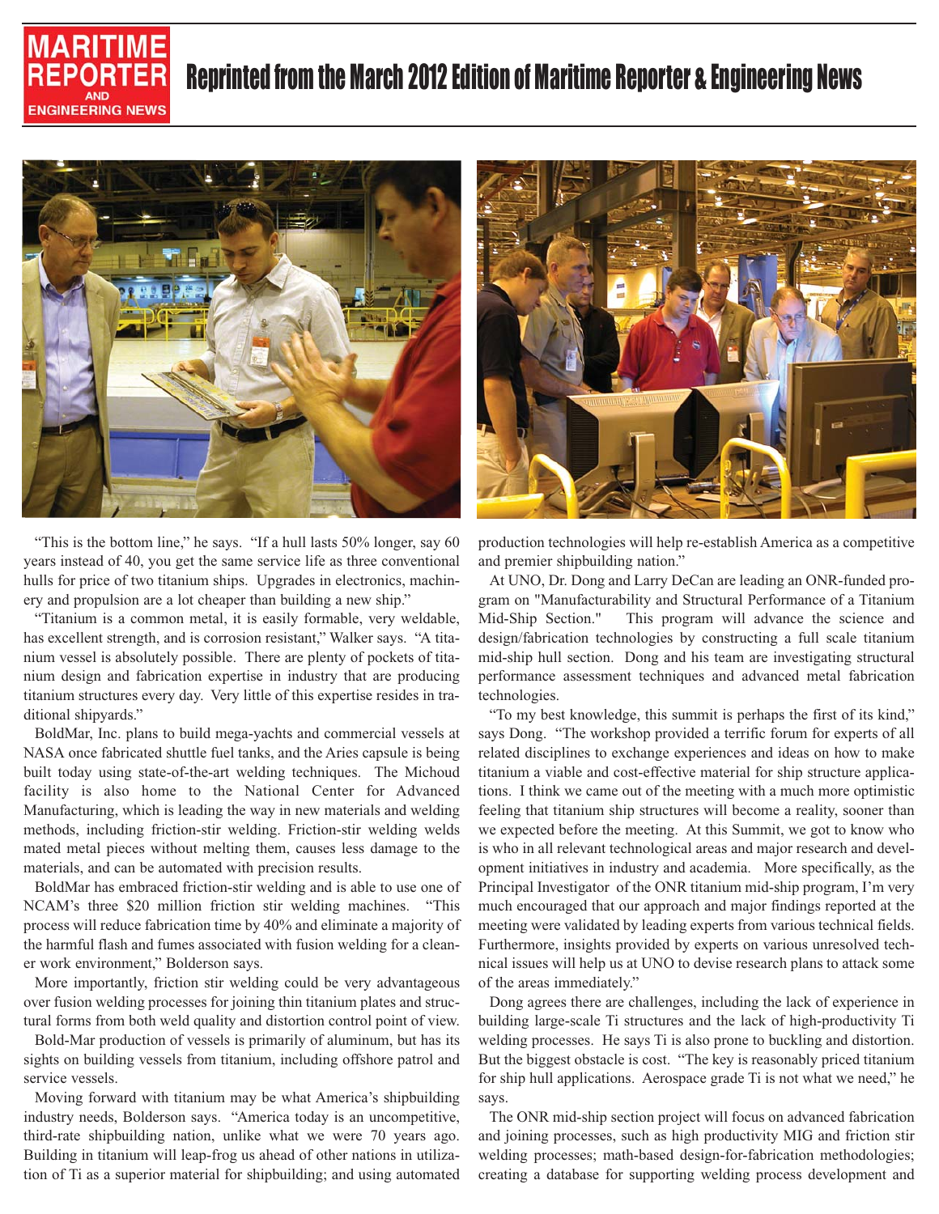"This is the bottom line," he says. "If a hull lasts 50% longer, say 60 years instead of 40, you get the same service life as three conventional hulls for price of two titanium ships. Upgrades in electronics, machinery and propulsion are a lot cheaper than building a new ship."

"Titanium is a common metal, it is easily formable, very weldable, has excellent strength, and is corrosion resistant," Walker says. "A titanium vessel is absolutely possible. There are plenty of pockets of titanium design and fabrication expertise in industry that are producing titanium structures every day. Very little of this expertise resides in traditional shipyards."

BoldMar, Inc. plans to build mega-yachts and commercial vessels at NASA once fabricated shuttle fuel tanks, and the Aries capsule is being built today using state-of-the-art welding techniques. The Michoud facility is also home to the National Center for Advanced Manufacturing, which is leading the way in new materials and welding methods, including friction-stir welding. Friction-stir welding welds mated metal pieces without melting them, causes less damage to the materials, and can be automated with precision results.

BoldMar has embraced friction-stir welding and is able to use one of NCAM's three $20 million friction stir welding machines. "This process will reduce fabrication time by 40% and eliminate a majority of the harmful flash and fumes associated with fusion welding for a cleaner work environment," Bolderson says.

More importantly, friction stir welding could be very advantageous over fusion welding processes for joining thin titanium plates and structural forms from both weld quality and distortion control point of view.

Bold-Mar production of vessels is primarily of aluminum, but has its sights on building vessels from titanium, including offshore patrol and service vessels.

Moving forward with titanium may be what America's shipbuilding industry needs, Bolderson says. "America today is an uncompetitive, third-rate shipbuilding nation, unlike what we were 70 years ago. Building in titanium will leap-frog us ahead of other nations in utilization of Ti as a superior material for shipbuilding; and using automated production technologies will help re-establish America as a competitive and premier shipbuilding nation."

At UNO, Dr. Dong and Larry DeCan are leading an ONR-funded program on "Manufacturability and Structural Performance of a Titanium Mid-Ship Section." This program will advance the science and design/fabrication technologies by constructing a full scale titanium mid-ship hull section. Dong and his team are investigating structural performance assessment techniques and advanced metal fabrication technologies.

"To my best knowledge, this summit is perhaps the first of its kind," says Dong. "The workshop provided a terrific forum for experts of all related disciplines to exchange experiences and ideas on how to make titanium a viable and cost-effective material for ship structure applications. I think we came out of the meeting with a much more optimistic feeling that titanium ship structures will become a reality, sooner than we expected before the meeting. At this Summit, we got to know who is who in all relevant technological areas and major research and development initiatives in industry and academia. More specifically, as the Principal Investigator of the ONR titanium mid-ship program, I'm very much encouraged that our approach and major findings reported at the meeting were validated by leading experts from various technical fields. Furthermore, insights provided by experts on various unresolved technical issues will help us at UNO to devise research plans to attack some of the areas immediately."

Dong agrees there are challenges, including the lack of experience in building large-scale Ti structures and the lack of high-productivity Ti welding processes. He says Ti is also prone to buckling and distortion. But the biggest obstacle is cost. "The key is reasonably priced titanium for ship hull applications. Aerospace grade Ti is not what we need," he says.

The ONR mid-ship section project will focus on advanced fabrication and joining processes, such as high productivity MIG and friction stir welding processes; math-based design-for-fabrication methodologies; creating a database for supporting welding process development and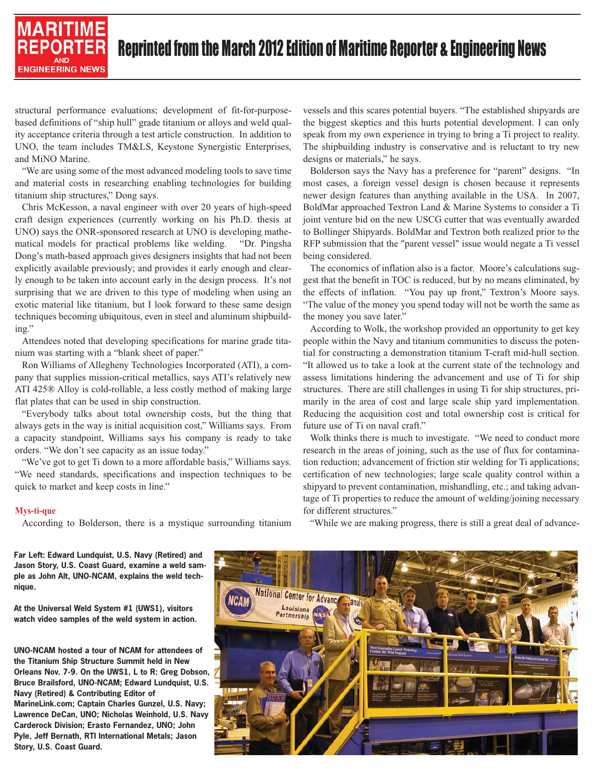structural performance evaluations; development of fit-for-purpose-based definitions of "ship hull" grade titanium or alloys and weld quality acceptance criteria through a test article construction. In addition to UNO, the team includes TM&LS, Keystone Synergistic Enterprises, and MiNO Marine.

"We are using some of the most advanced modeling tools to save time and material costs in researching enabling technologies for building titanium ship structures," Dong says.

Chris McKesson, a naval engineer with over 20 years of high-speed craft design experiences (currently working on his Ph.D. thesis at UNO) says the ONR-sponsored research at UNO is developing mathematical models for practical problems like welding. "Dr. Pingsha Dong's math-based approach gives designers insights that had not been explicitly available previously; and provides it early enough and clearly enough to be taken into account early in the design process. It's not surprising that we are driven to this type of modeling when using an exotic material like titanium, but I look forward to these same design techniques becoming ubiquitous, even in steel and aluminum shipbuilding."

Attendees noted that developing specifications for marine grade titanium was starting with a "blank sheet of paper."

Ron Williams of Allegheny Technologies Incorporated (ATI), a company that supplies mission-critical metallics, says ATI's relatively new ATI 425® Alloy is cold-rollable, a less costly method of making large flat plates that can be used in ship construction.

"Everybody talks about total ownership costs, but the thing that always gets in the way is initial acquisition cost," Williams says. From a capacity standpoint, Williams says his company is ready to take orders. "We don't see capacity as an issue today."

"We've got to get Ti down to a more affordable basis," Williams says. "We need standards, specifications and inspection techniques to be quick to market and keep costs in line."

### Mys-ti-que

According to Bolderson, there is a mystique surrounding titanium vessels and this scares potential buyers. "The established shipyards are the biggest skeptics and this hurts potential development. I can only speak from my own experience in trying to bring a Ti project to reality. The shipbuilding industry is conservative and is reluctant to try new designs or materials," he says.

Bolderson says the Navy has a preference for "parent" designs. "In most cases, a foreign vessel design is chosen because it represents newer design features than anything available in the USA. In 2007, BoldMar approached Textron Land & Marine Systems to consider a Ti joint venture bid on the new USCG cutter that was eventually awarded to Bollinger Shipyards. BoldMar and Textron both realized prior to the RFP submission that the "parent vessel" issue would negate a Ti vessel being considered.

The economics of inflation also is a factor. Moore's calculations suggest that the benefit in TOC is reduced, but by no means eliminated, by the effects of inflation. "You pay up front," Textron's Moore says. "The value of the money you spend today will not be worth the same as the money you save later."

According to Wolk, the workshop provided an opportunity to get key people within the Navy and titanium communities to discuss the potential for constructing a demonstration titanium T-craft mid-hull section. "It allowed us to take a look at the current state of the technology and assess limitations hindering the advancement and use of Ti for ship structures. There are still challenges in using Ti for ship structures, primarily in the area of cost and large scale ship yard implementation. Reducing the acquisition cost and total ownership cost is critical for future use of Ti on naval craft."

Wolk thinks there is much to investigate. "We need to conduct more research in the areas of joining, such as the use of flux for contamination reduction; advancement of friction stir welding for Ti applications; certification of new technologies; large scale quality control within a shipyard to prevent contamination, mishandling, etc.; and taking advantage of Ti properties to reduce the amount of welding/joining necessary for different structures."

"While we are making progress, there is still a great deal of advance-

**Far Left: Edward Lundquist, U.S. Navy (Retired) and Jason Story, U.S. Coast Guard, examine a weld sample as John Alt, UNO-NCAM, explains the weld technique.**

**At the Universal Weld System #1 (UWS1), visitors watch video samples of the weld system in action.**

**UNO-NCAM hosted a tour of NCAM for attendees of the Titanium Ship Structure Summit held in New Orleans Nov. 7-9. On the UWS1, L to R: Greg Dobson, Bruce Brailsford, UNO-NCAM; Edward Lundquist, U.S. Navy (Retired) & Contributing Editor of MarineLink.com; Captain Charles Gunzel, U.S. Navy; Lawrence DeCan, UNO; Nicholas Weinhold, U.S. Navy Carderock Division; Erasto Fernandez, UNO; John Pyle, Jeff Bernath, RTI International Metals; Jason Story, U.S. Coast Guard.**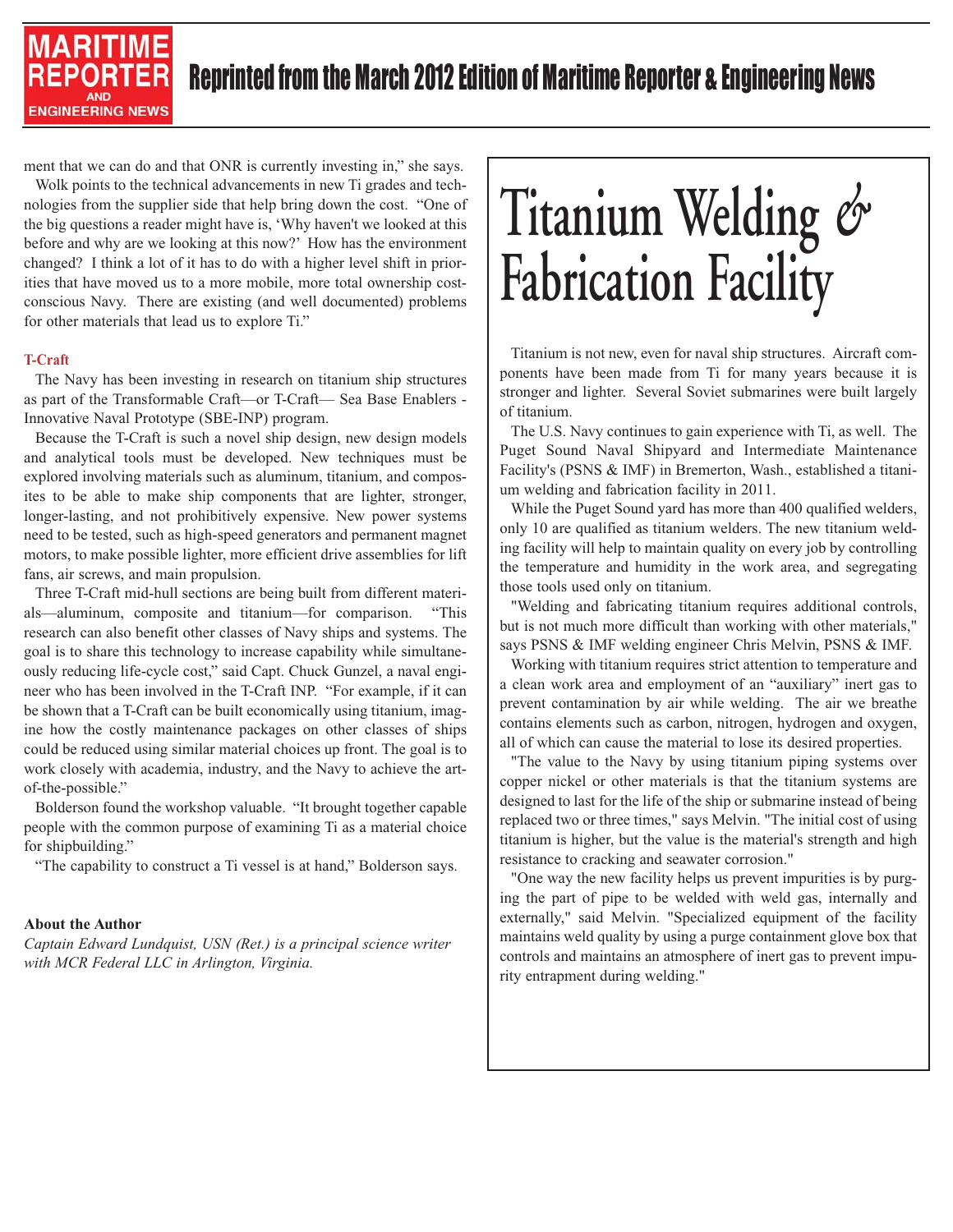ment that we can do and that ONR is currently investing in," she says.

Wolk points to the technical advancements in new Ti grades and technologies from the supplier side that help bring down the cost. "One of the big questions a reader might have is, 'Why haven't we looked at this before and why are we looking at this now?' How has the environment changed? I think a lot of it has to do with a higher level shift in priorities that have moved us to a more mobile, more total ownership cost-conscious Navy. There are existing (and well documented) problems for other materials that lead us to explore Ti."

### T-Craft

The Navy has been investing in research on titanium ship structures as part of the Transformable Craft—or T-Craft— Sea Base Enablers - Innovative Naval Prototype (SBE-INP) program.

Because the T-Craft is such a novel ship design, new design models and analytical tools must be developed. New techniques must be explored involving materials such as aluminum, titanium, and composites to be able to make ship components that are lighter, stronger, longer-lasting, and not prohibitively expensive. New power systems need to be tested, such as high-speed generators and permanent magnet motors, to make possible lighter, more efficient drive assemblies for lift fans, air screws, and main propulsion.

Three T-Craft mid-hull sections are being built from different materials—aluminum, composite and titanium—for comparison. "This research can also benefit other classes of Navy ships and systems. The goal is to share this technology to increase capability while simultaneously reducing life-cycle cost," said Capt. Chuck Gunzel, a naval engineer who has been involved in the T-Craft INP. "For example, if it can be shown that a T-Craft can be built economically using titanium, imagine how the costly maintenance packages on other classes of ships could be reduced using similar material choices up front. The goal is to work closely with academia, industry, and the Navy to achieve the art-of-the-possible."

Bolderson found the workshop valuable. "It brought together capable people with the common purpose of examining Ti as a material choice for shipbuilding."

"The capability to construct a Ti vessel is at hand," Bolderson says.

**About the Author**

*Captain Edward Lundquist, USN (Ret.) is a principal science writer with MCR Federal LLC in Arlington, Virginia.*

## Titanium Welding & Fabrication Facility

Titanium is not new, even for naval ship structures. Aircraft components have been made from Ti for many years because it is stronger and lighter. Several Soviet submarines were built largely of titanium.

The U.S. Navy continues to gain experience with Ti, as well. The Puget Sound Naval Shipyard and Intermediate Maintenance Facility's (PSNS & IMF) in Bremerton, Wash., established a titanium welding and fabrication facility in 2011.

While the Puget Sound yard has more than 400 qualified welders, only 10 are qualified as titanium welders. The new titanium welding facility will help to maintain quality on every job by controlling the temperature and humidity in the work area, and segregating those tools used only on titanium.

"Welding and fabricating titanium requires additional controls, but is not much more difficult than working with other materials," says PSNS & IMF welding engineer Chris Melvin, PSNS & IMF.

Working with titanium requires strict attention to temperature and a clean work area and employment of an "auxiliary" inert gas to prevent contamination by air while welding. The air we breathe contains elements such as carbon, nitrogen, hydrogen and oxygen, all of which can cause the material to lose its desired properties.

"The value to the Navy by using titanium piping systems over copper nickel or other materials is that the titanium systems are designed to last for the life of the ship or submarine instead of being replaced two or three times," says Melvin. "The initial cost of using titanium is higher, but the value is the material's strength and high resistance to cracking and seawater corrosion."

"One way the new facility helps us prevent impurities is by purging the part of pipe to be welded with weld gas, internally and externally," said Melvin. "Specialized equipment of the facility maintains weld quality by using a purge containment glove box that controls and maintains an atmosphere of inert gas to prevent impurity entrapment during welding."